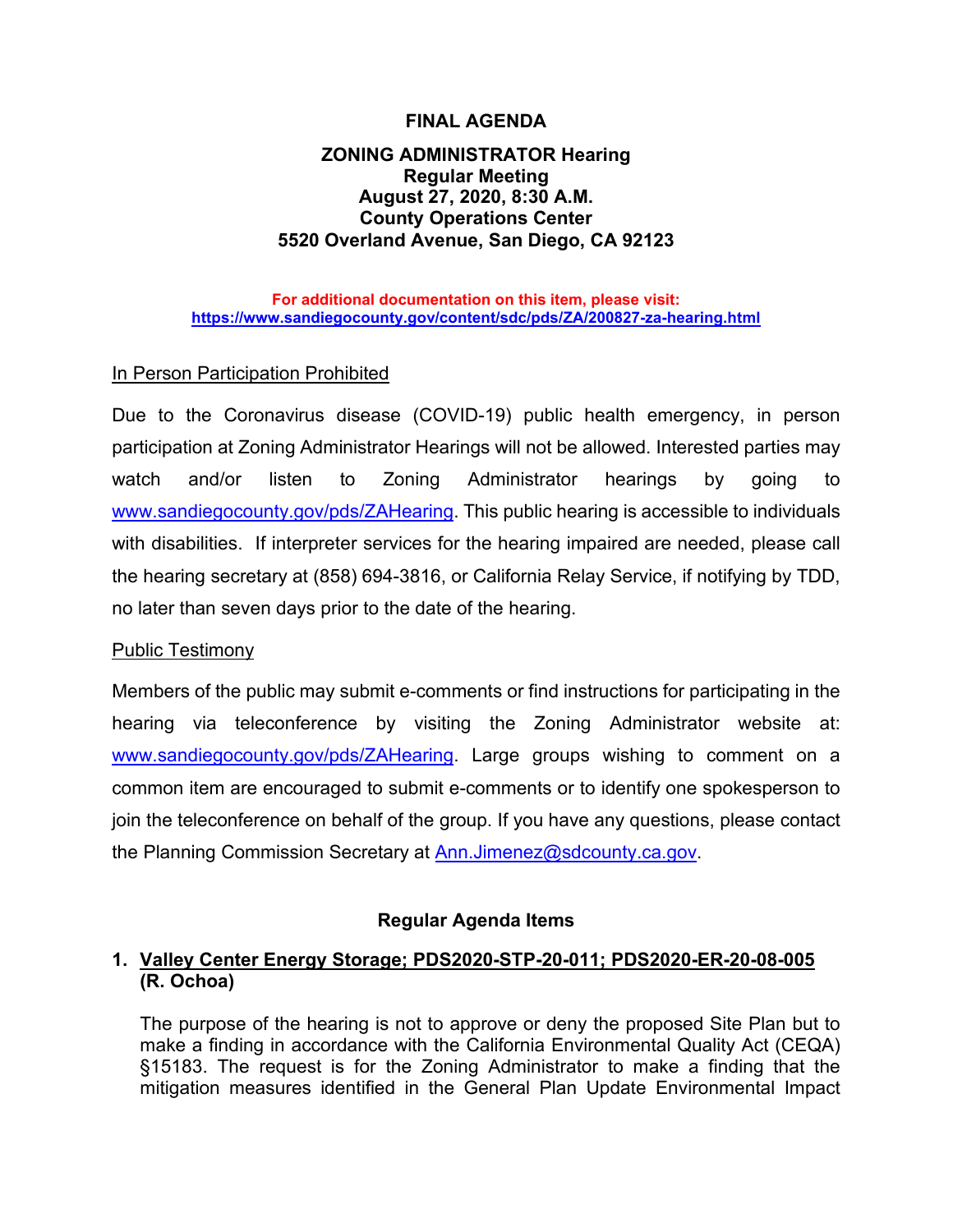# FINAL AGENDA

## ZONING ADMINISTRATOR Hearing
## Regular Meeting
## August 27, 2020, 8:30 A.M.
## County Operations Center
## 5520 Overland Avenue, San Diego, CA 92123

**For additional documentation on this item, please visit:**
**https://www.sandiegocounty.gov/content/sdc/pds/ZA/200827-za-hearing.html**

In Person Participation Prohibited

Due to the Coronavirus disease (COVID-19) public health emergency, in person participation at Zoning Administrator Hearings will not be allowed. Interested parties may watch and/or listen to Zoning Administrator hearings by going to www.sandiegocounty.gov/pds/ZAHearing. This public hearing is accessible to individuals with disabilities. If interpreter services for the hearing impaired are needed, please call the hearing secretary at (858) 694-3816, or California Relay Service, if notifying by TDD, no later than seven days prior to the date of the hearing.

Public Testimony

Members of the public may submit e-comments or find instructions for participating in the hearing via teleconference by visiting the Zoning Administrator website at: www.sandiegocounty.gov/pds/ZAHearing. Large groups wishing to comment on a common item are encouraged to submit e-comments or to identify one spokesperson to join the teleconference on behalf of the group. If you have any questions, please contact the Planning Commission Secretary at Ann.Jimenez@sdcounty.ca.gov.

### Regular Agenda Items

1. **Valley Center Energy Storage; PDS2020-STP-20-011; PDS2020-ER-20-08-005 (R. Ochoa)**

   The purpose of the hearing is not to approve or deny the proposed Site Plan but to make a finding in accordance with the California Environmental Quality Act (CEQA) §15183. The request is for the Zoning Administrator to make a finding that the mitigation measures identified in the General Plan Update Environmental Impact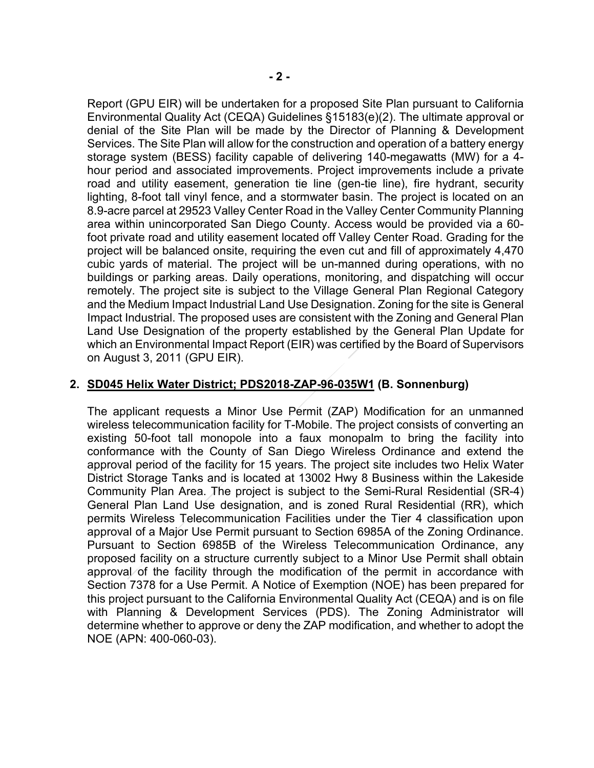Report (GPU EIR) will be undertaken for a proposed Site Plan pursuant to California Environmental Quality Act (CEQA) Guidelines §15183(e)(2). The ultimate approval or denial of the Site Plan will be made by the Director of Planning & Development Services. The Site Plan will allow for the construction and operation of a battery energy storage system (BESS) facility capable of delivering 140-megawatts (MW) for a 4-hour period and associated improvements. Project improvements include a private road and utility easement, generation tie line (gen-tie line), fire hydrant, security lighting, 8-foot tall vinyl fence, and a stormwater basin. The project is located on an 8.9-acre parcel at 29523 Valley Center Road in the Valley Center Community Planning area within unincorporated San Diego County. Access would be provided via a 60-foot private road and utility easement located off Valley Center Road. Grading for the project will be balanced onsite, requiring the even cut and fill of approximately 4,470 cubic yards of material. The project will be un-manned during operations, with no buildings or parking areas. Daily operations, monitoring, and dispatching will occur remotely. The project site is subject to the Village General Plan Regional Category and the Medium Impact Industrial Land Use Designation. Zoning for the site is General Impact Industrial. The proposed uses are consistent with the Zoning and General Plan Land Use Designation of the property established by the General Plan Update for which an Environmental Impact Report (EIR) was certified by the Board of Supervisors on August 3, 2011 (GPU EIR).

2. **SD045 Helix Water District; PDS2018-ZAP-96-035W1 (B. Sonnenburg)**

The applicant requests a Minor Use Permit (ZAP) Modification for an unmanned wireless telecommunication facility for T-Mobile. The project consists of converting an existing 50-foot tall monopole into a faux monopalm to bring the facility into conformance with the County of San Diego Wireless Ordinance and extend the approval period of the facility for 15 years. The project site includes two Helix Water District Storage Tanks and is located at 13002 Hwy 8 Business within the Lakeside Community Plan Area. The project is subject to the Semi-Rural Residential (SR-4) General Plan Land Use designation, and is zoned Rural Residential (RR), which permits Wireless Telecommunication Facilities under the Tier 4 classification upon approval of a Major Use Permit pursuant to Section 6985A of the Zoning Ordinance. Pursuant to Section 6985B of the Wireless Telecommunication Ordinance, any proposed facility on a structure currently subject to a Minor Use Permit shall obtain approval of the facility through the modification of the permit in accordance with Section 7378 for a Use Permit. A Notice of Exemption (NOE) has been prepared for this project pursuant to the California Environmental Quality Act (CEQA) and is on file with Planning & Development Services (PDS). The Zoning Administrator will determine whether to approve or deny the ZAP modification, and whether to adopt the NOE (APN: 400-060-03).